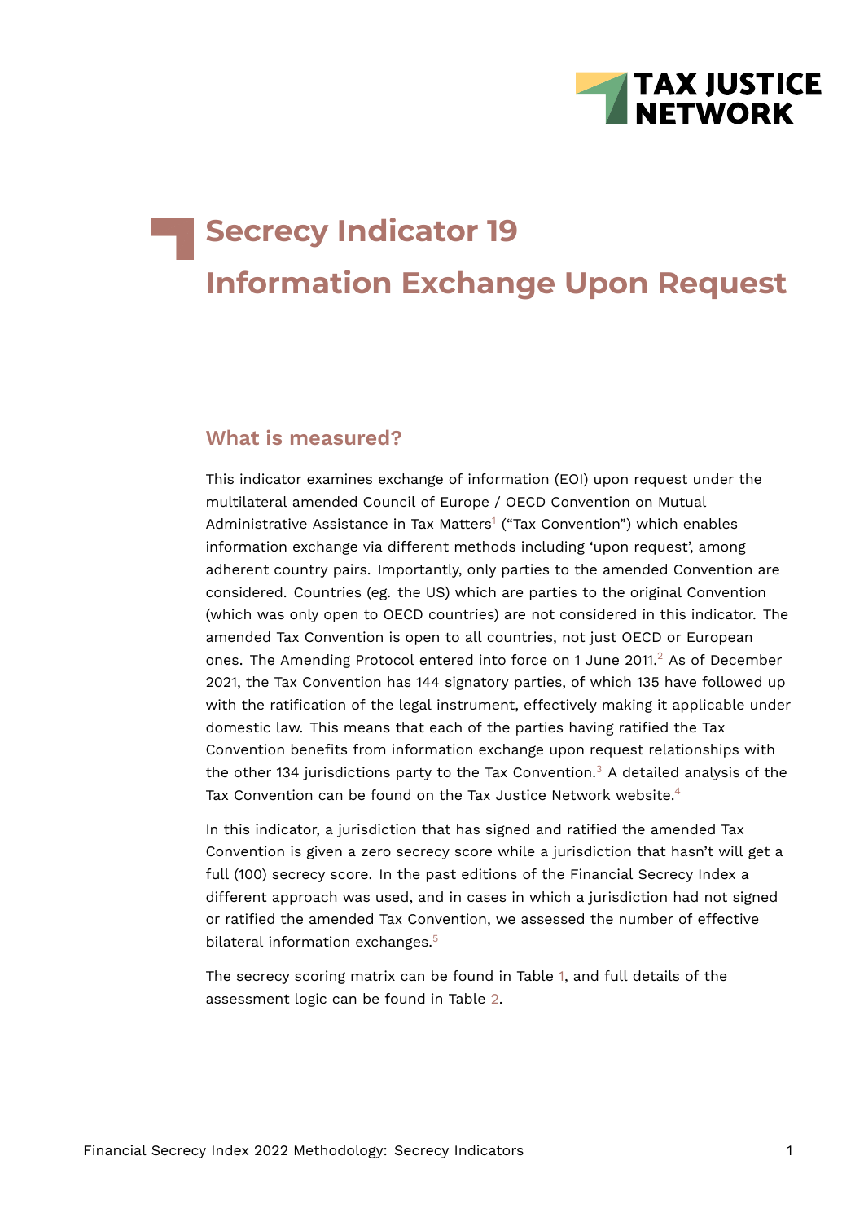# Secrecy Indicator 19

# Information Exchange Upon Request

## What is measured?

This indicator examines exchange of information (EOI) upon request under the multilateral amended Council of Europe / OECD Convention on Mutual Administrative Assistance in Tax Matters[1] ("Tax Convention") which enables information exchange via different methods including 'upon request', among adherent country pairs. Importantly, only parties to the amended Convention are considered. Countries (eg. the US) which are parties to the original Convention (which was only open to OECD countries) are not considered in this indicator. The amended Tax Convention is open to all countries, not just OECD or European ones. The Amending Protocol entered into force on 1 June 2011.[2] As of December 2021, the Tax Convention has 144 signatory parties, of which 135 have followed up with the ratification of the legal instrument, effectively making it applicable under domestic law. This means that each of the parties having ratified the Tax Convention benefits from information exchange upon request relationships with the other 134 jurisdictions party to the Tax Convention.[3] A detailed analysis of the Tax Convention can be found on the Tax Justice Network website.[4]

In this indicator, a jurisdiction that has signed and ratified the amended Tax Convention is given a zero secrecy score while a jurisdiction that hasn't will get a full (100) secrecy score. In the past editions of the Financial Secrecy Index a different approach was used, and in cases in which a jurisdiction had not signed or ratified the amended Tax Convention, we assessed the number of effective bilateral information exchanges.[5]

The secrecy scoring matrix can be found in Table 1, and full details of the assessment logic can be found in Table 2.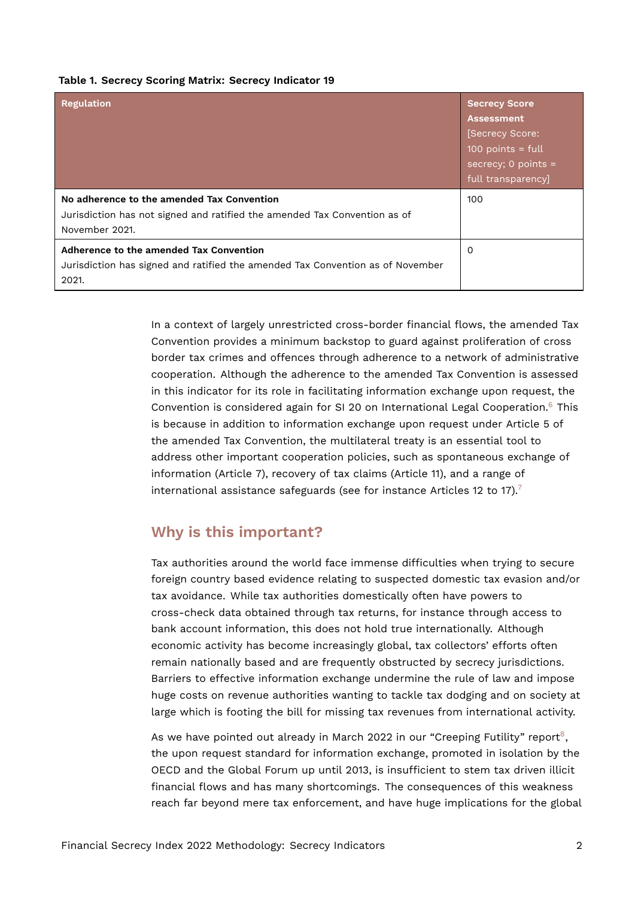**Table 1. Secrecy Scoring Matrix: Secrecy Indicator 19**

| Regulation | Secrecy Score Assessment [Secrecy Score: 100 points = full secrecy; 0 points = full transparency] |
|---|---|
| **No adherence to the amended Tax Convention** Jurisdiction has not signed and ratified the amended Tax Convention as of November 2021. | 100 |
| **Adherence to the amended Tax Convention** Jurisdiction has signed and ratified the amended Tax Convention as of November 2021. | 0 |

In a context of largely unrestricted cross-border financial flows, the amended Tax Convention provides a minimum backstop to guard against proliferation of cross border tax crimes and offences through adherence to a network of administrative cooperation. Although the adherence to the amended Tax Convention is assessed in this indicator for its role in facilitating information exchange upon request, the Convention is considered again for SI 20 on International Legal Cooperation.[6] This is because in addition to information exchange upon request under Article 5 of the amended Tax Convention, the multilateral treaty is an essential tool to address other important cooperation policies, such as spontaneous exchange of information (Article 7), recovery of tax claims (Article 11), and a range of international assistance safeguards (see for instance Articles 12 to 17).[7]

## Why is this important?

Tax authorities around the world face immense difficulties when trying to secure foreign country based evidence relating to suspected domestic tax evasion and/or tax avoidance. While tax authorities domestically often have powers to cross-check data obtained through tax returns, for instance through access to bank account information, this does not hold true internationally. Although economic activity has become increasingly global, tax collectors' efforts often remain nationally based and are frequently obstructed by secrecy jurisdictions. Barriers to effective information exchange undermine the rule of law and impose huge costs on revenue authorities wanting to tackle tax dodging and on society at large which is footing the bill for missing tax revenues from international activity.

As we have pointed out already in March 2022 in our "Creeping Futility" report[8], the upon request standard for information exchange, promoted in isolation by the OECD and the Global Forum up until 2013, is insufficient to stem tax driven illicit financial flows and has many shortcomings. The consequences of this weakness reach far beyond mere tax enforcement, and have huge implications for the global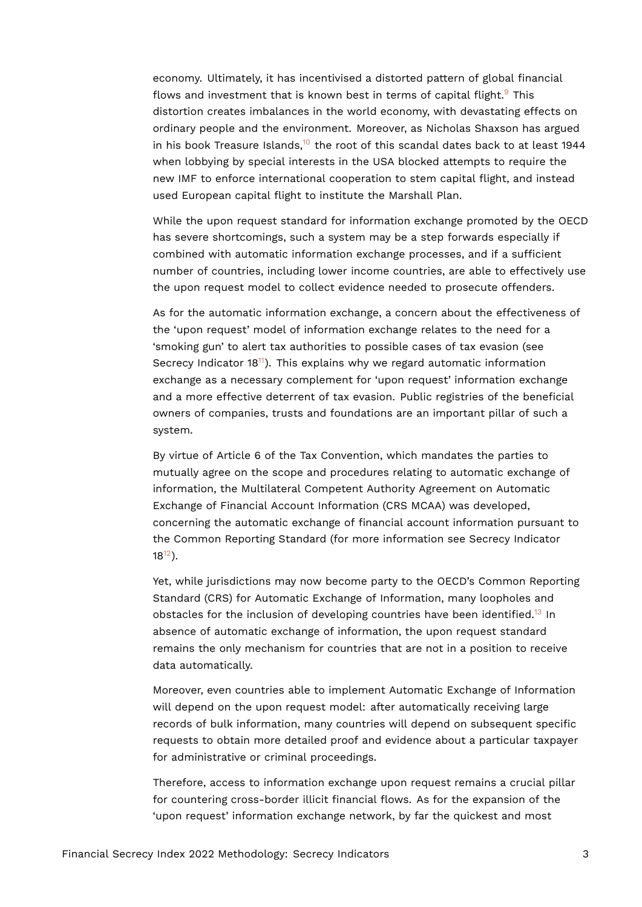economy. Ultimately, it has incentivised a distorted pattern of global financial flows and investment that is known best in terms of capital flight.[9] This distortion creates imbalances in the world economy, with devastating effects on ordinary people and the environment. Moreover, as Nicholas Shaxson has argued in his book Treasure Islands,[10] the root of this scandal dates back to at least 1944 when lobbying by special interests in the USA blocked attempts to require the new IMF to enforce international cooperation to stem capital flight, and instead used European capital flight to institute the Marshall Plan.

While the upon request standard for information exchange promoted by the OECD has severe shortcomings, such a system may be a step forwards especially if combined with automatic information exchange processes, and if a sufficient number of countries, including lower income countries, are able to effectively use the upon request model to collect evidence needed to prosecute offenders.

As for the automatic information exchange, a concern about the effectiveness of the 'upon request' model of information exchange relates to the need for a 'smoking gun' to alert tax authorities to possible cases of tax evasion (see Secrecy Indicator 18[11]). This explains why we regard automatic information exchange as a necessary complement for 'upon request' information exchange and a more effective deterrent of tax evasion. Public registries of the beneficial owners of companies, trusts and foundations are an important pillar of such a system.

By virtue of Article 6 of the Tax Convention, which mandates the parties to mutually agree on the scope and procedures relating to automatic exchange of information, the Multilateral Competent Authority Agreement on Automatic Exchange of Financial Account Information (CRS MCAA) was developed, concerning the automatic exchange of financial account information pursuant to the Common Reporting Standard (for more information see Secrecy Indicator 18[12]).

Yet, while jurisdictions may now become party to the OECD's Common Reporting Standard (CRS) for Automatic Exchange of Information, many loopholes and obstacles for the inclusion of developing countries have been identified.[13] In absence of automatic exchange of information, the upon request standard remains the only mechanism for countries that are not in a position to receive data automatically.

Moreover, even countries able to implement Automatic Exchange of Information will depend on the upon request model: after automatically receiving large records of bulk information, many countries will depend on subsequent specific requests to obtain more detailed proof and evidence about a particular taxpayer for administrative or criminal proceedings.

Therefore, access to information exchange upon request remains a crucial pillar for countering cross-border illicit financial flows. As for the expansion of the 'upon request' information exchange network, by far the quickest and most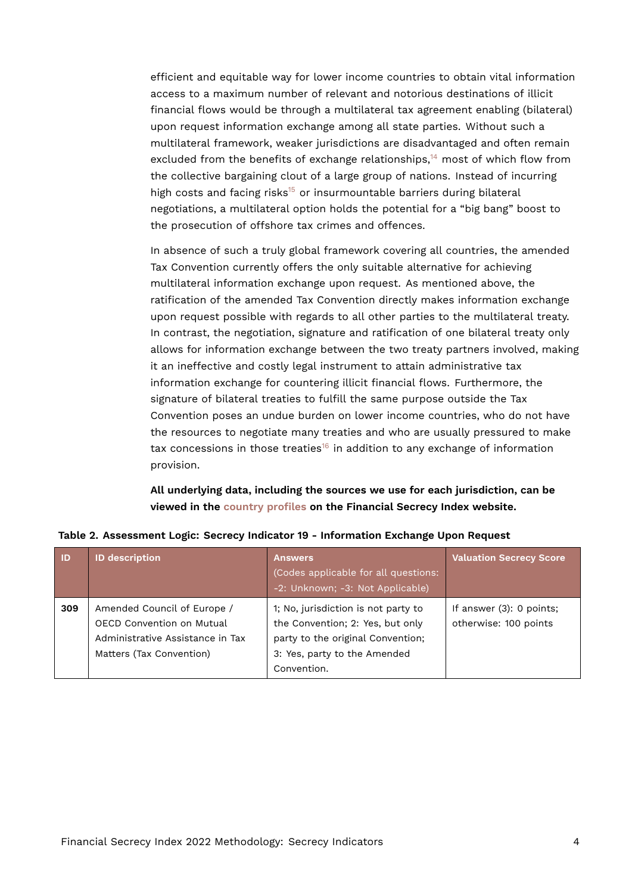efficient and equitable way for lower income countries to obtain vital information access to a maximum number of relevant and notorious destinations of illicit financial flows would be through a multilateral tax agreement enabling (bilateral) upon request information exchange among all state parties. Without such a multilateral framework, weaker jurisdictions are disadvantaged and often remain excluded from the benefits of exchange relationships,[14] most of which flow from the collective bargaining clout of a large group of nations. Instead of incurring high costs and facing risks[15] or insurmountable barriers during bilateral negotiations, a multilateral option holds the potential for a "big bang" boost to the prosecution of offshore tax crimes and offences.

In absence of such a truly global framework covering all countries, the amended Tax Convention currently offers the only suitable alternative for achieving multilateral information exchange upon request. As mentioned above, the ratification of the amended Tax Convention directly makes information exchange upon request possible with regards to all other parties to the multilateral treaty. In contrast, the negotiation, signature and ratification of one bilateral treaty only allows for information exchange between the two treaty partners involved, making it an ineffective and costly legal instrument to attain administrative tax information exchange for countering illicit financial flows. Furthermore, the signature of bilateral treaties to fulfill the same purpose outside the Tax Convention poses an undue burden on lower income countries, who do not have the resources to negotiate many treaties and who are usually pressured to make tax concessions in those treaties[16] in addition to any exchange of information provision.

**All underlying data, including the sources we use for each jurisdiction, can be viewed in the country profiles on the Financial Secrecy Index website.**

**Table 2. Assessment Logic: Secrecy Indicator 19 - Information Exchange Upon Request**

| ID | ID description | Answers (Codes applicable for all questions: -2: Unknown; -3: Not Applicable) | Valuation Secrecy Score |
|---|---|---|---|
| 309 | Amended Council of Europe / OECD Convention on Mutual Administrative Assistance in Tax Matters (Tax Convention) | 1; No, jurisdiction is not party to the Convention; 2: Yes, but only party to the original Convention; 3: Yes, party to the Amended Convention. | If answer (3): 0 points; otherwise: 100 points |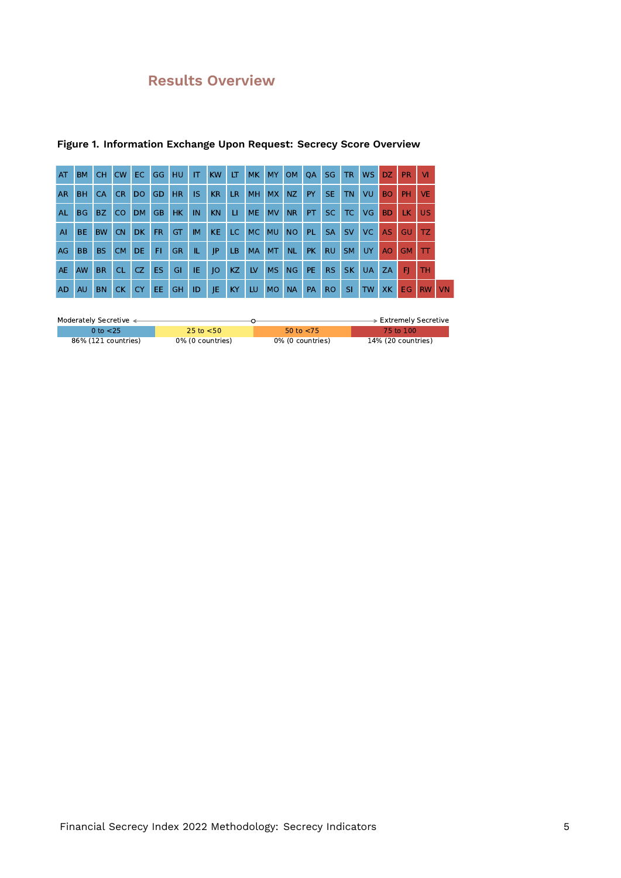## Results Overview

**Figure 1. Information Exchange Upon Request: Secrecy Score Overview**

| | | | | | | | | | | | | | | | | | | | | |
|---|---|---|---|---|---|---|---|---|---|---|---|---|---|---|---|---|---|---|---|---|
| AT | BM | CH | CW | EC | GG | HU | IT | KW | LT | MK | MY | OM | QA | SG | TR | WS | DZ | PR | VI | |
| AR | BH | CA | CR | DO | GD | HR | IS | KR | LR | MH | MX | NZ | PY | SE | TN | VU | BO | PH | VE | |
| AL | BG | BZ | CO | DM | GB | HK | IN | KN | LI | ME | MV | NR | PT | SC | TC | VG | BD | LK | US | |
| AI | BE | BW | CN | DK | FR | GT | IM | KE | LC | MC | MU | NO | PL | SA | SV | VC | AS | GU | TZ | |
| AG | BB | BS | CM | DE | FI | GR | IL | JP | LB | MA | MT | NL | PK | RU | SM | UY | AO | GM | TT | |
| AE | AW | BR | CL | CZ | ES | GI | IE | JO | KZ | LV | MS | NG | PE | RS | SK | UA | ZA | FJ | TH | |
| AD | AU | BN | CK | CY | EE | GH | ID | JE | KY | LU | MO | NA | PA | RO | SI | TW | XK | EG | RW | VN |

Moderately Secretive ← → Extremely Secretive

| 0 to <25 | 25 to <50 | 50 to <75 | 75 to 100 |
|---|---|---|---|
| 86% (121 countries) | 0% (0 countries) | 0% (0 countries) | 14% (20 countries) |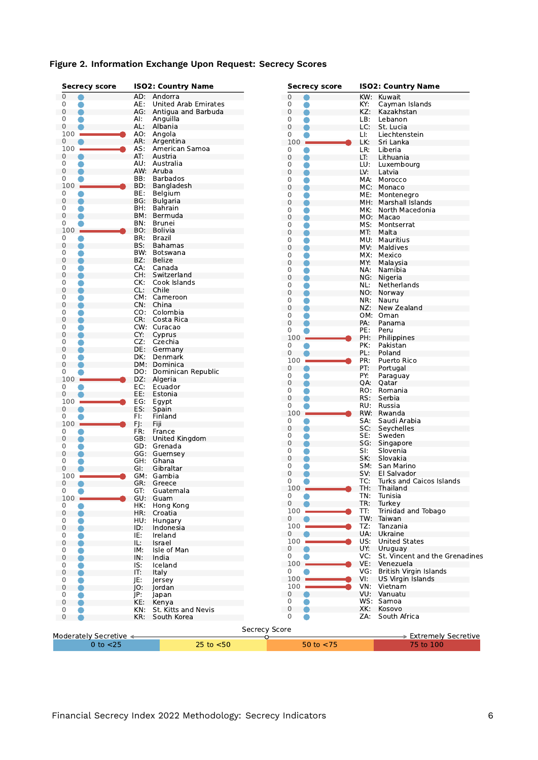**Figure 2. Information Exchange Upon Request: Secrecy Scores**

| Secrecy score | ISO2: Country Name |
|---|---|
| 0 | AD: Andorra |
| 0 | AE: United Arab Emirates |
| 0 | AG: Antigua and Barbuda |
| 0 | AI: Anguilla |
| 0 | AL: Albania |
| 100 | AO: Angola |
| 0 | AR: Argentina |
| 100 | AS: American Samoa |
| 0 | AT: Austria |
| 0 | AU: Australia |
| 0 | AW: Aruba |
| 0 | BB: Barbados |
| 100 | BD: Bangladesh |
| 0 | BE: Belgium |
| 0 | BG: Bulgaria |
| 0 | BH: Bahrain |
| 0 | BM: Bermuda |
| 0 | BN: Brunei |
| 100 | BO: Bolivia |
| 0 | BR: Brazil |
| 0 | BS: Bahamas |
| 0 | BW: Botswana |
| 0 | BZ: Belize |
| 0 | CA: Canada |
| 0 | CH: Switzerland |
| 0 | CK: Cook Islands |
| 0 | CL: Chile |
| 0 | CM: Cameroon |
| 0 | CN: China |
| 0 | CO: Colombia |
| 0 | CR: Costa Rica |
| 0 | CW: Curacao |
| 0 | CY: Cyprus |
| 0 | CZ: Czechia |
| 0 | DE: Germany |
| 0 | DK: Denmark |
| 0 | DM: Dominica |
| 0 | DO: Dominican Republic |
| 100 | DZ: Algeria |
| 0 | EC: Ecuador |
| 0 | EE: Estonia |
| 100 | EG: Egypt |
| 0 | ES: Spain |
| 0 | FI: Finland |
| 100 | FJ: Fiji |
| 0 | FR: France |
| 0 | GB: United Kingdom |
| 0 | GD: Grenada |
| 0 | GG: Guernsey |
| 0 | GH: Ghana |
| 0 | GI: Gibraltar |
| 100 | GM: Gambia |
| 0 | GR: Greece |
| 0 | GT: Guatemala |
| 100 | GU: Guam |
| 0 | HK: Hong Kong |
| 0 | HR: Croatia |
| 0 | HU: Hungary |
| 0 | ID: Indonesia |
| 0 | IE: Ireland |
| 0 | IL: Israel |
| 0 | IM: Isle of Man |
| 0 | IN: India |
| 0 | IS: Iceland |
| 0 | IT: Italy |
| 0 | JE: Jersey |
| 0 | JO: Jordan |
| 0 | JP: Japan |
| 0 | KE: Kenya |
| 0 | KN: St. Kitts and Nevis |
| 0 | KR: South Korea |
| 0 | KW: Kuwait |
| 0 | KY: Cayman Islands |
| 0 | KZ: Kazakhstan |
| 0 | LB: Lebanon |
| 0 | LC: St. Lucia |
| 0 | LI: Liechtenstein |
| 100 | LK: Sri Lanka |
| 0 | LR: Liberia |
| 0 | LT: Lithuania |
| 0 | LU: Luxembourg |
| 0 | LV: Latvia |
| 0 | MA: Morocco |
| 0 | MC: Monaco |
| 0 | ME: Montenegro |
| 0 | MH: Marshall Islands |
| 0 | MK: North Macedonia |
| 0 | MO: Macao |
| 0 | MS: Montserrat |
| 0 | MT: Malta |
| 0 | MU: Mauritius |
| 0 | MV: Maldives |
| 0 | MX: Mexico |
| 0 | MY: Malaysia |
| 0 | NA: Namibia |
| 0 | NG: Nigeria |
| 0 | NL: Netherlands |
| 0 | NO: Norway |
| 0 | NR: Nauru |
| 0 | NZ: New Zealand |
| 0 | OM: Oman |
| 0 | PA: Panama |
| 0 | PE: Peru |
| 100 | PH: Philippines |
| 0 | PK: Pakistan |
| 0 | PL: Poland |
| 100 | PR: Puerto Rico |
| 0 | PT: Portugal |
| 0 | PY: Paraguay |
| 0 | QA: Qatar |
| 0 | RO: Romania |
| 0 | RS: Serbia |
| 0 | RU: Russia |
| 100 | RW: Rwanda |
| 0 | SA: Saudi Arabia |
| 0 | SC: Seychelles |
| 0 | SE: Sweden |
| 0 | SG: Singapore |
| 0 | SI: Slovenia |
| 0 | SK: Slovakia |
| 0 | SM: San Marino |
| 0 | SV: El Salvador |
| 0 | TC: Turks and Caicos Islands |
| 100 | TH: Thailand |
| 0 | TN: Tunisia |
| 0 | TR: Turkey |
| 100 | TT: Trinidad and Tobago |
| 0 | TW: Taiwan |
| 100 | TZ: Tanzania |
| 0 | UA: Ukraine |
| 100 | US: United States |
| 0 | UY: Uruguay |
| 0 | VC: St. Vincent and the Grenadines |
| 100 | VE: Venezuela |
| 0 | VG: British Virgin Islands |
| 100 | VI: US Virgin Islands |
| 100 | VN: Vietnam |
| 0 | VU: Vanuatu |
| 0 | WS: Samoa |
| 0 | XK: Kosovo |
| 0 | ZA: South Africa |

Secrecy Score: Moderately Secretive ← → Extremely Secretive

| 0 to <25 | 25 to <50 | 50 to <75 | 75 to 100 |
|---|---|---|---|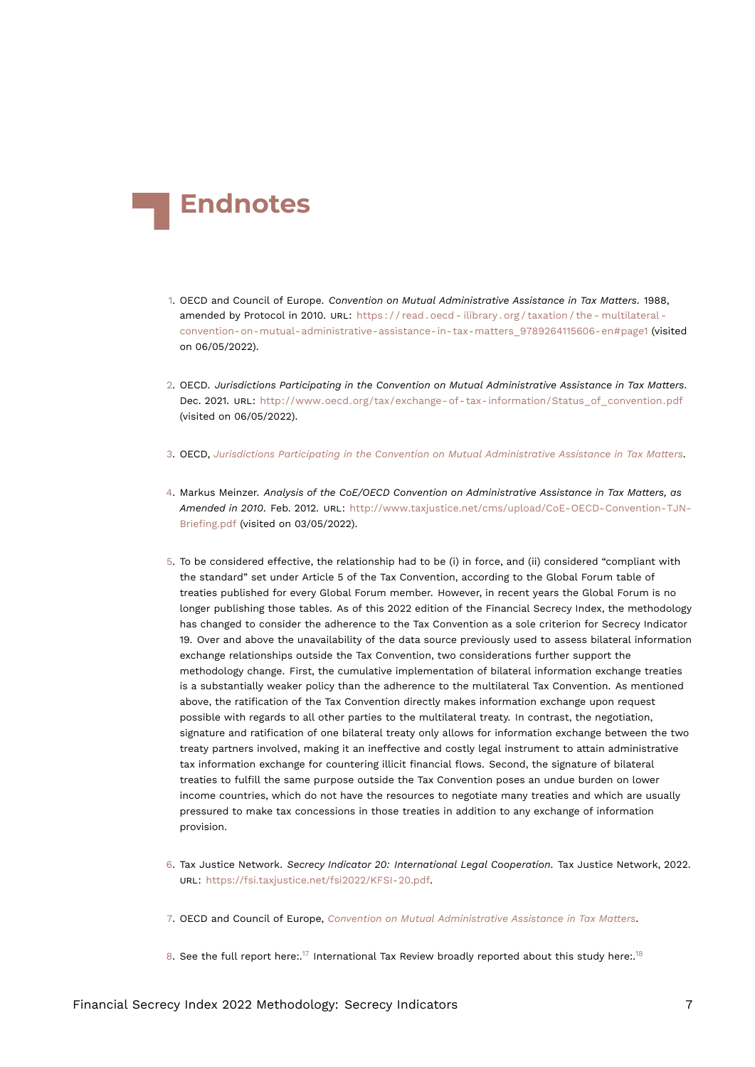# Endnotes

1. OECD and Council of Europe. *Convention on Mutual Administrative Assistance in Tax Matters*. 1988, amended by Protocol in 2010. URL: https://read.oecd-ilibrary.org/taxation/the-multilateral-convention-on-mutual-administrative-assistance-in-tax-matters_9789264115606-en#page1 (visited on 06/05/2022).

2. OECD. *Jurisdictions Participating in the Convention on Mutual Administrative Assistance in Tax Matters*. Dec. 2021. URL: http://www.oecd.org/tax/exchange-of-tax-information/Status_of_convention.pdf (visited on 06/05/2022).

3. OECD, *Jurisdictions Participating in the Convention on Mutual Administrative Assistance in Tax Matters*.

4. Markus Meinzer. *Analysis of the CoE/OECD Convention on Administrative Assistance in Tax Matters, as Amended in 2010*. Feb. 2012. URL: http://www.taxjustice.net/cms/upload/CoE-OECD-Convention-TJN-Briefing.pdf (visited on 03/05/2022).

5. To be considered effective, the relationship had to be (i) in force, and (ii) considered "compliant with the standard" set under Article 5 of the Tax Convention, according to the Global Forum table of treaties published for every Global Forum member. However, in recent years the Global Forum is no longer publishing those tables. As of this 2022 edition of the Financial Secrecy Index, the methodology has changed to consider the adherence to the Tax Convention as a sole criterion for Secrecy Indicator 19. Over and above the unavailability of the data source previously used to assess bilateral information exchange relationships outside the Tax Convention, two considerations further support the methodology change. First, the cumulative implementation of bilateral information exchange treaties is a substantially weaker policy than the adherence to the multilateral Tax Convention. As mentioned above, the ratification of the Tax Convention directly makes information exchange upon request possible with regards to all other parties to the multilateral treaty. In contrast, the negotiation, signature and ratification of one bilateral treaty only allows for information exchange between the two treaty partners involved, making it an ineffective and costly legal instrument to attain administrative tax information exchange for countering illicit financial flows. Second, the signature of bilateral treaties to fulfill the same purpose outside the Tax Convention poses an undue burden on lower income countries, which do not have the resources to negotiate many treaties and which are usually pressured to make tax concessions in those treaties in addition to any exchange of information provision.

6. Tax Justice Network. *Secrecy Indicator 20: International Legal Cooperation*. Tax Justice Network, 2022. URL: https://fsi.taxjustice.net/fsi2022/KFSI-20.pdf.

7. OECD and Council of Europe, *Convention on Mutual Administrative Assistance in Tax Matters*.

8. See the full report here:.[17] International Tax Review broadly reported about this study here:.[18]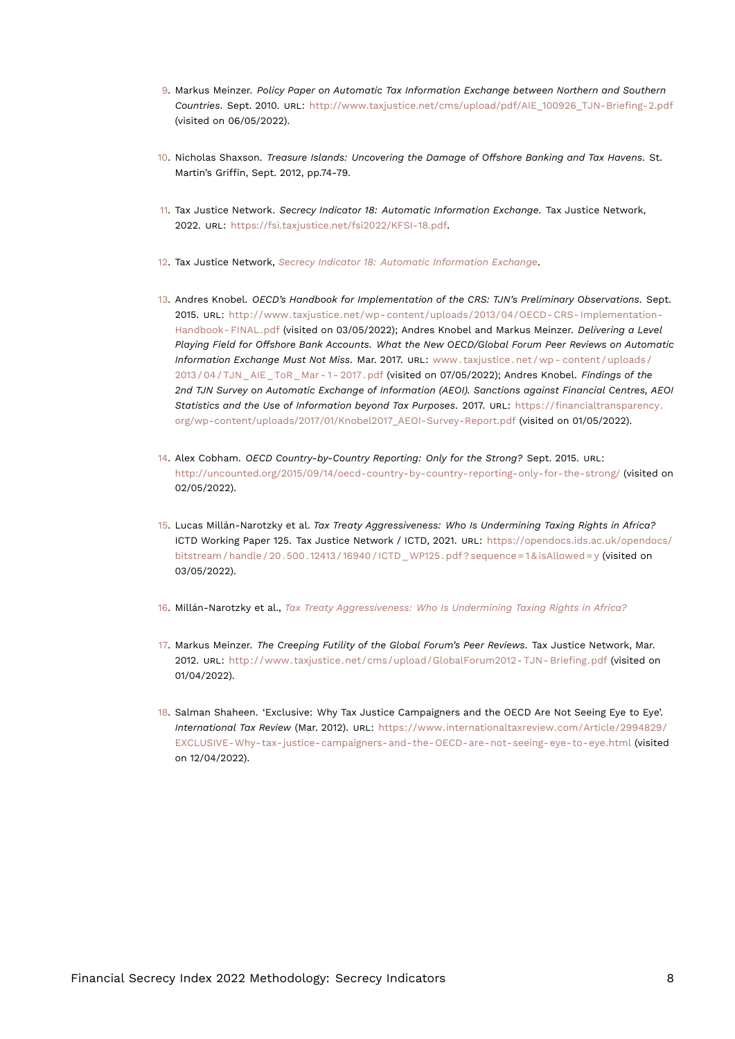9. Markus Meinzer. *Policy Paper on Automatic Tax Information Exchange between Northern and Southern Countries*. Sept. 2010. URL: http://www.taxjustice.net/cms/upload/pdf/AIE_100926_TJN-Briefing-2.pdf (visited on 06/05/2022).

10. Nicholas Shaxson. *Treasure Islands: Uncovering the Damage of Offshore Banking and Tax Havens*. St. Martin's Griffin, Sept. 2012, pp.74-79.

11. Tax Justice Network. *Secrecy Indicator 18: Automatic Information Exchange*. Tax Justice Network, 2022. URL: https://fsi.taxjustice.net/fsi2022/KFSI-18.pdf.

12. Tax Justice Network, *Secrecy Indicator 18: Automatic Information Exchange*.

13. Andres Knobel. *OECD's Handbook for Implementation of the CRS: TJN's Preliminary Observations*. Sept. 2015. URL: http://www.taxjustice.net/wp-content/uploads/2013/04/OECD-CRS-Implementation-Handbook-FINAL.pdf (visited on 03/05/2022); Andres Knobel and Markus Meinzer. *Delivering a Level Playing Field for Offshore Bank Accounts. What the New OECD/Global Forum Peer Reviews on Automatic Information Exchange Must Not Miss*. Mar. 2017. URL: www.taxjustice.net/wp-content/uploads/2013/04/TJN_AIE_ToR_Mar-1-2017.pdf (visited on 07/05/2022); Andres Knobel. *Findings of the 2nd TJN Survey on Automatic Exchange of Information (AEOI). Sanctions against Financial Centres, AEOI Statistics and the Use of Information beyond Tax Purposes*. 2017. URL: https://financialtransparency.org/wp-content/uploads/2017/01/Knobel2017_AEOI-Survey-Report.pdf (visited on 01/05/2022).

14. Alex Cobham. *OECD Country-by-Country Reporting: Only for the Strong?* Sept. 2015. URL: http://uncounted.org/2015/09/14/oecd-country-by-country-reporting-only-for-the-strong/ (visited on 02/05/2022).

15. Lucas Millán-Narotzky et al. *Tax Treaty Aggressiveness: Who Is Undermining Taxing Rights in Africa?* ICTD Working Paper 125. Tax Justice Network / ICTD, 2021. URL: https://opendocs.ids.ac.uk/opendocs/bitstream/handle/20.500.12413/16940/ICTD_WP125.pdf?sequence=1&isAllowed=y (visited on 03/05/2022).

16. Millán-Narotzky et al., *Tax Treaty Aggressiveness: Who Is Undermining Taxing Rights in Africa?*

17. Markus Meinzer. *The Creeping Futility of the Global Forum's Peer Reviews*. Tax Justice Network, Mar. 2012. URL: http://www.taxjustice.net/cms/upload/GlobalForum2012-TJN-Briefing.pdf (visited on 01/04/2022).

18. Salman Shaheen. 'Exclusive: Why Tax Justice Campaigners and the OECD Are Not Seeing Eye to Eye'. *International Tax Review* (Mar. 2012). URL: https://www.internationaltaxreview.com/Article/2994829/EXCLUSIVE-Why-tax-justice-campaigners-and-the-OECD-are-not-seeing-eye-to-eye.html (visited on 12/04/2022).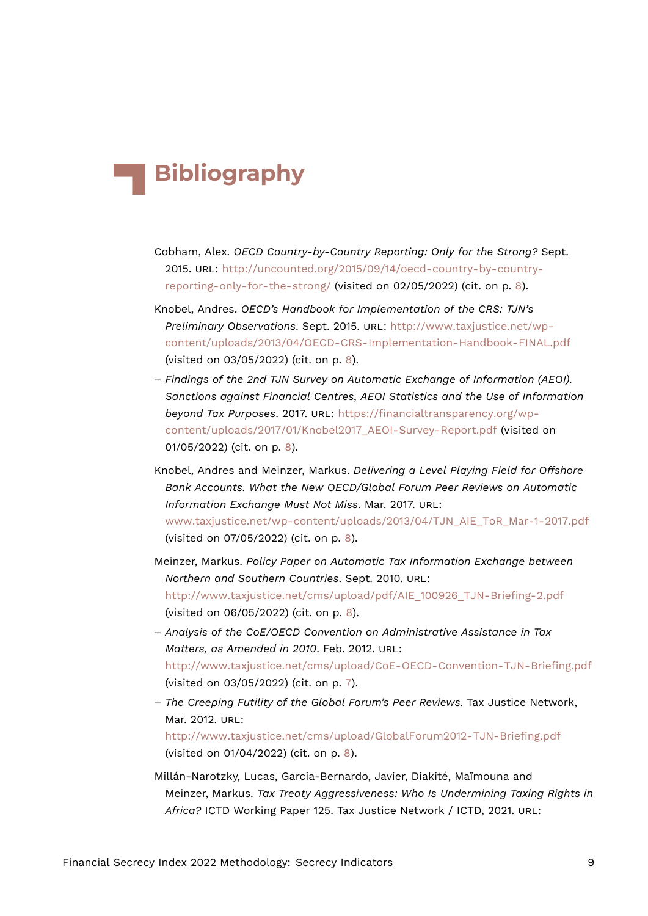# Bibliography

Cobham, Alex. *OECD Country-by-Country Reporting: Only for the Strong?* Sept. 2015. URL: http://uncounted.org/2015/09/14/oecd-country-by-country-reporting-only-for-the-strong/ (visited on 02/05/2022) (cit. on p. 8).

Knobel, Andres. *OECD's Handbook for Implementation of the CRS: TJN's Preliminary Observations*. Sept. 2015. URL: http://www.taxjustice.net/wp-content/uploads/2013/04/OECD-CRS-Implementation-Handbook-FINAL.pdf (visited on 03/05/2022) (cit. on p. 8).

– *Findings of the 2nd TJN Survey on Automatic Exchange of Information (AEOI). Sanctions against Financial Centres, AEOI Statistics and the Use of Information beyond Tax Purposes*. 2017. URL: https://financialtransparency.org/wp-content/uploads/2017/01/Knobel2017_AEOI-Survey-Report.pdf (visited on 01/05/2022) (cit. on p. 8).

Knobel, Andres and Meinzer, Markus. *Delivering a Level Playing Field for Offshore Bank Accounts. What the New OECD/Global Forum Peer Reviews on Automatic Information Exchange Must Not Miss*. Mar. 2017. URL: www.taxjustice.net/wp-content/uploads/2013/04/TJN_AIE_ToR_Mar-1-2017.pdf (visited on 07/05/2022) (cit. on p. 8).

Meinzer, Markus. *Policy Paper on Automatic Tax Information Exchange between Northern and Southern Countries*. Sept. 2010. URL: http://www.taxjustice.net/cms/upload/pdf/AIE_100926_TJN-Briefing-2.pdf (visited on 06/05/2022) (cit. on p. 8).

– *Analysis of the CoE/OECD Convention on Administrative Assistance in Tax Matters, as Amended in 2010*. Feb. 2012. URL: http://www.taxjustice.net/cms/upload/CoE-OECD-Convention-TJN-Briefing.pdf (visited on 03/05/2022) (cit. on p. 7).

– *The Creeping Futility of the Global Forum's Peer Reviews*. Tax Justice Network, Mar. 2012. URL: http://www.taxjustice.net/cms/upload/GlobalForum2012-TJN-Briefing.pdf (visited on 01/04/2022) (cit. on p. 8).

Millán-Narotzky, Lucas, Garcia-Bernardo, Javier, Diakité, Maïmouna and Meinzer, Markus. *Tax Treaty Aggressiveness: Who Is Undermining Taxing Rights in Africa?* ICTD Working Paper 125. Tax Justice Network / ICTD, 2021. URL: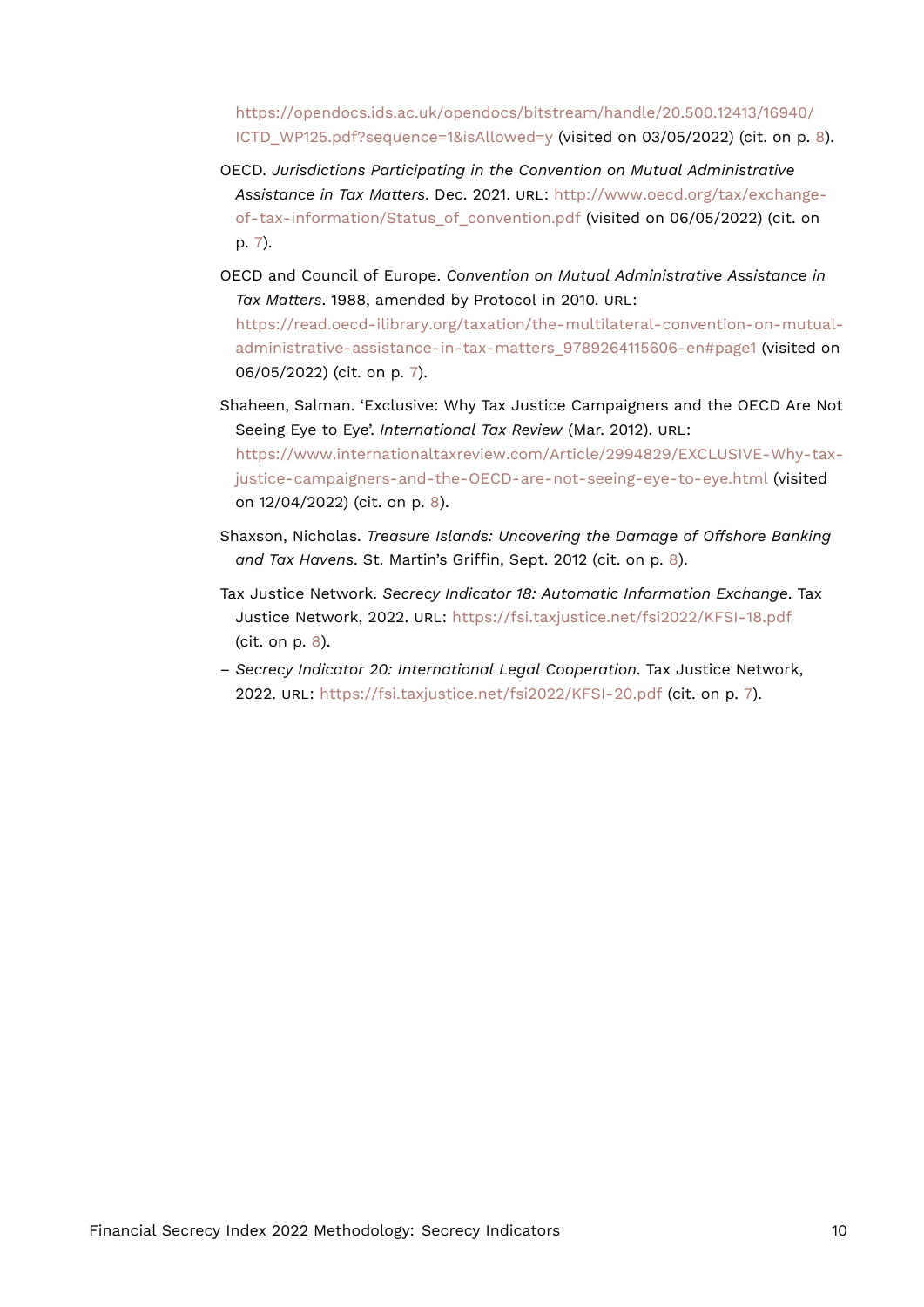https://opendocs.ids.ac.uk/opendocs/bitstream/handle/20.500.12413/16940/ICTD_WP125.pdf?sequence=1&isAllowed=y (visited on 03/05/2022) (cit. on p. 8).

OECD. *Jurisdictions Participating in the Convention on Mutual Administrative Assistance in Tax Matters*. Dec. 2021. URL: http://www.oecd.org/tax/exchange-of-tax-information/Status_of_convention.pdf (visited on 06/05/2022) (cit. on p. 7).

OECD and Council of Europe. *Convention on Mutual Administrative Assistance in Tax Matters*. 1988, amended by Protocol in 2010. URL: https://read.oecd-ilibrary.org/taxation/the-multilateral-convention-on-mutual-administrative-assistance-in-tax-matters_9789264115606-en#page1 (visited on 06/05/2022) (cit. on p. 7).

Shaheen, Salman. 'Exclusive: Why Tax Justice Campaigners and the OECD Are Not Seeing Eye to Eye'. *International Tax Review* (Mar. 2012). URL: https://www.internationaltaxreview.com/Article/2994829/EXCLUSIVE-Why-tax-justice-campaigners-and-the-OECD-are-not-seeing-eye-to-eye.html (visited on 12/04/2022) (cit. on p. 8).

Shaxson, Nicholas. *Treasure Islands: Uncovering the Damage of Offshore Banking and Tax Havens*. St. Martin's Griffin, Sept. 2012 (cit. on p. 8).

Tax Justice Network. *Secrecy Indicator 18: Automatic Information Exchange*. Tax Justice Network, 2022. URL: https://fsi.taxjustice.net/fsi2022/KFSI-18.pdf (cit. on p. 8).

– *Secrecy Indicator 20: International Legal Cooperation*. Tax Justice Network, 2022. URL: https://fsi.taxjustice.net/fsi2022/KFSI-20.pdf (cit. on p. 7).